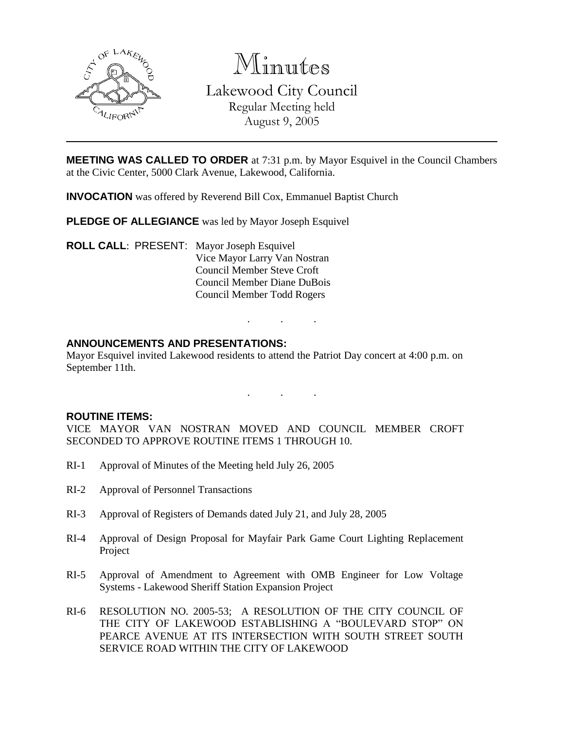# Minutes

## Lakewood City Council

Regular Meeting held
August 9, 2005

---

**MEETING WAS CALLED TO ORDER** at 7:31 p.m. by Mayor Esquivel in the Council Chambers at the Civic Center, 5000 Clark Avenue, Lakewood, California.

**INVOCATION** was offered by Reverend Bill Cox, Emmanuel Baptist Church

**PLEDGE OF ALLEGIANCE** was led by Mayor Joseph Esquivel

**ROLL CALL**: PRESENT: Mayor Joseph Esquivel
Vice Mayor Larry Van Nostran
Council Member Steve Croft
Council Member Diane DuBois
Council Member Todd Rogers

. . .

**ANNOUNCEMENTS AND PRESENTATIONS:**

Mayor Esquivel invited Lakewood residents to attend the Patriot Day concert at 4:00 p.m. on September 11th.

. . .

**ROUTINE ITEMS:**

VICE MAYOR VAN NOSTRAN MOVED AND COUNCIL MEMBER CROFT SECONDED TO APPROVE ROUTINE ITEMS 1 THROUGH 10.

RI-1 Approval of Minutes of the Meeting held July 26, 2005

RI-2 Approval of Personnel Transactions

RI-3 Approval of Registers of Demands dated July 21, and July 28, 2005

RI-4 Approval of Design Proposal for Mayfair Park Game Court Lighting Replacement Project

RI-5 Approval of Amendment to Agreement with OMB Engineer for Low Voltage Systems - Lakewood Sheriff Station Expansion Project

RI-6 RESOLUTION NO. 2005-53; A RESOLUTION OF THE CITY COUNCIL OF THE CITY OF LAKEWOOD ESTABLISHING A "BOULEVARD STOP" ON PEARCE AVENUE AT ITS INTERSECTION WITH SOUTH STREET SOUTH SERVICE ROAD WITHIN THE CITY OF LAKEWOOD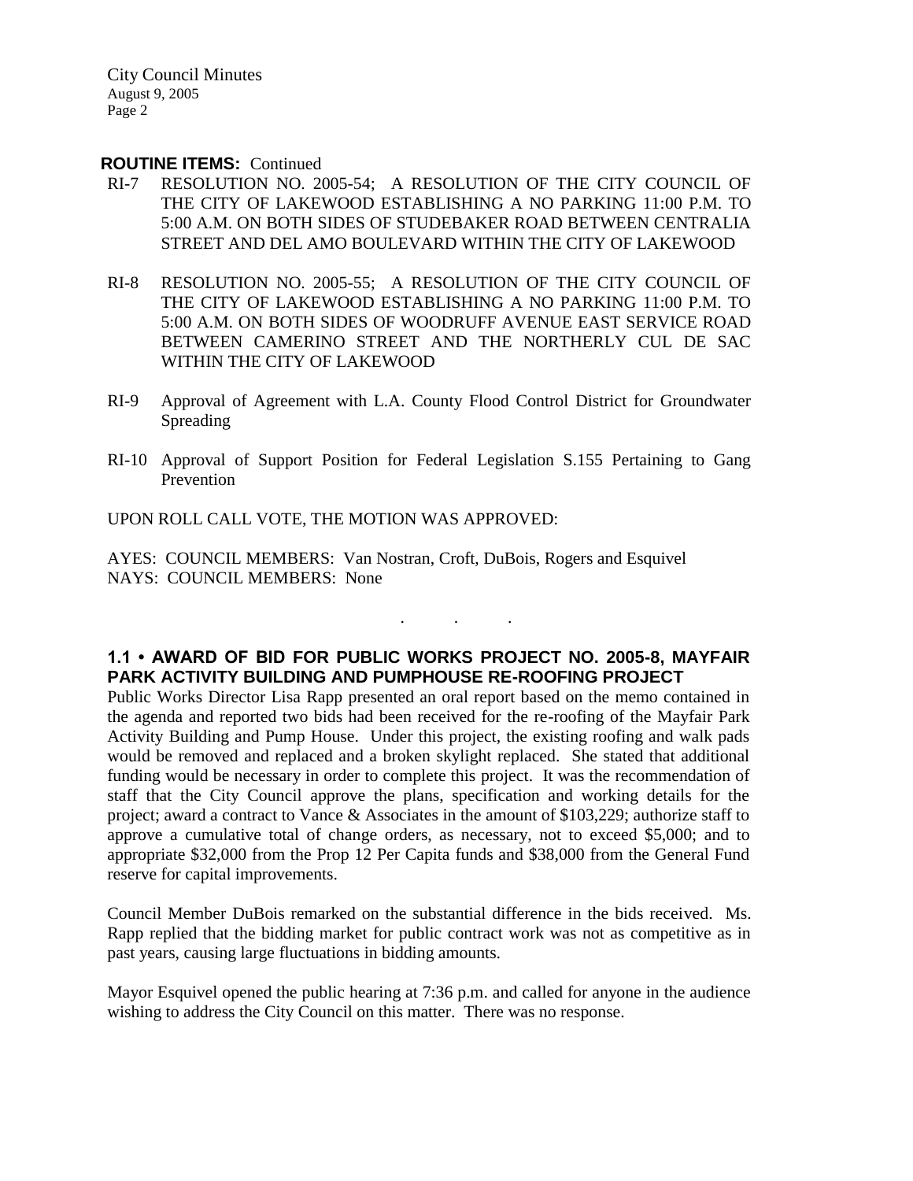**ROUTINE ITEMS:** Continued

RI-7 RESOLUTION NO. 2005-54; A RESOLUTION OF THE CITY COUNCIL OF THE CITY OF LAKEWOOD ESTABLISHING A NO PARKING 11:00 P.M. TO 5:00 A.M. ON BOTH SIDES OF STUDEBAKER ROAD BETWEEN CENTRALIA STREET AND DEL AMO BOULEVARD WITHIN THE CITY OF LAKEWOOD

RI-8 RESOLUTION NO. 2005-55; A RESOLUTION OF THE CITY COUNCIL OF THE CITY OF LAKEWOOD ESTABLISHING A NO PARKING 11:00 P.M. TO 5:00 A.M. ON BOTH SIDES OF WOODRUFF AVENUE EAST SERVICE ROAD BETWEEN CAMERINO STREET AND THE NORTHERLY CUL DE SAC WITHIN THE CITY OF LAKEWOOD

RI-9 Approval of Agreement with L.A. County Flood Control District for Groundwater Spreading

RI-10 Approval of Support Position for Federal Legislation S.155 Pertaining to Gang Prevention

UPON ROLL CALL VOTE, THE MOTION WAS APPROVED:

AYES: COUNCIL MEMBERS: Van Nostran, Croft, DuBois, Rogers and Esquivel
NAYS: COUNCIL MEMBERS: None

. . .

**1.1 • AWARD OF BID FOR PUBLIC WORKS PROJECT NO. 2005-8, MAYFAIR PARK ACTIVITY BUILDING AND PUMPHOUSE RE-ROOFING PROJECT**

Public Works Director Lisa Rapp presented an oral report based on the memo contained in the agenda and reported two bids had been received for the re-roofing of the Mayfair Park Activity Building and Pump House. Under this project, the existing roofing and walk pads would be removed and replaced and a broken skylight replaced. She stated that additional funding would be necessary in order to complete this project. It was the recommendation of staff that the City Council approve the plans, specification and working details for the project; award a contract to Vance & Associates in the amount of $103,229; authorize staff to approve a cumulative total of change orders, as necessary, not to exceed $5,000; and to appropriate $32,000 from the Prop 12 Per Capita funds and $38,000 from the General Fund reserve for capital improvements.

Council Member DuBois remarked on the substantial difference in the bids received. Ms. Rapp replied that the bidding market for public contract work was not as competitive as in past years, causing large fluctuations in bidding amounts.

Mayor Esquivel opened the public hearing at 7:36 p.m. and called for anyone in the audience wishing to address the City Council on this matter. There was no response.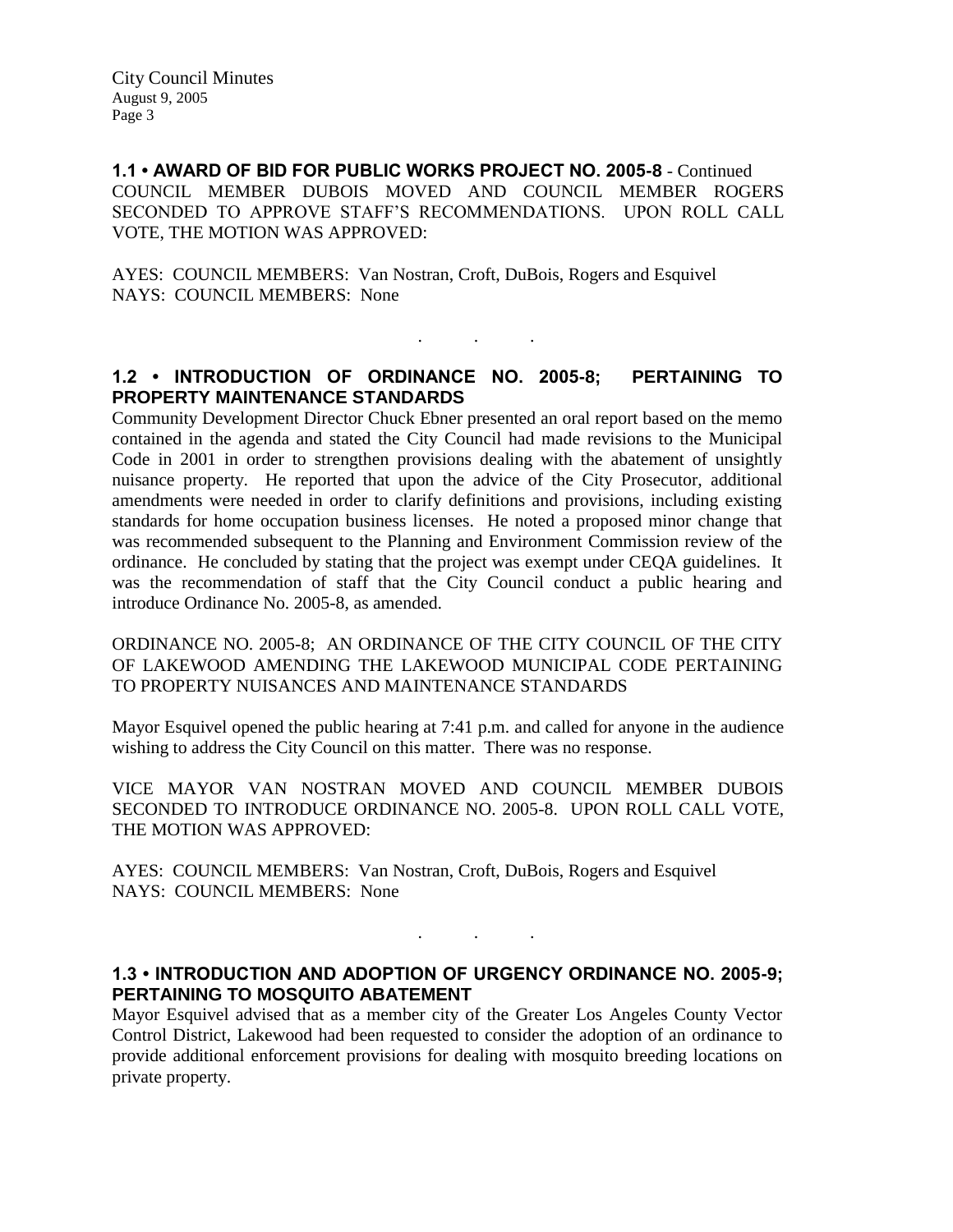**1.1 • AWARD OF BID FOR PUBLIC WORKS PROJECT NO. 2005-8** - Continued
COUNCIL MEMBER DUBOIS MOVED AND COUNCIL MEMBER ROGERS SECONDED TO APPROVE STAFF'S RECOMMENDATIONS. UPON ROLL CALL VOTE, THE MOTION WAS APPROVED:

AYES: COUNCIL MEMBERS: Van Nostran, Croft, DuBois, Rogers and Esquivel
NAYS: COUNCIL MEMBERS: None

. . .

**1.2 • INTRODUCTION OF ORDINANCE NO. 2005-8; PERTAINING TO PROPERTY MAINTENANCE STANDARDS**
Community Development Director Chuck Ebner presented an oral report based on the memo contained in the agenda and stated the City Council had made revisions to the Municipal Code in 2001 in order to strengthen provisions dealing with the abatement of unsightly nuisance property. He reported that upon the advice of the City Prosecutor, additional amendments were needed in order to clarify definitions and provisions, including existing standards for home occupation business licenses. He noted a proposed minor change that was recommended subsequent to the Planning and Environment Commission review of the ordinance. He concluded by stating that the project was exempt under CEQA guidelines. It was the recommendation of staff that the City Council conduct a public hearing and introduce Ordinance No. 2005-8, as amended.

ORDINANCE NO. 2005-8; AN ORDINANCE OF THE CITY COUNCIL OF THE CITY OF LAKEWOOD AMENDING THE LAKEWOOD MUNICIPAL CODE PERTAINING TO PROPERTY NUISANCES AND MAINTENANCE STANDARDS

Mayor Esquivel opened the public hearing at 7:41 p.m. and called for anyone in the audience wishing to address the City Council on this matter. There was no response.

VICE MAYOR VAN NOSTRAN MOVED AND COUNCIL MEMBER DUBOIS SECONDED TO INTRODUCE ORDINANCE NO. 2005-8. UPON ROLL CALL VOTE, THE MOTION WAS APPROVED:

AYES: COUNCIL MEMBERS: Van Nostran, Croft, DuBois, Rogers and Esquivel
NAYS: COUNCIL MEMBERS: None

. . .

**1.3 • INTRODUCTION AND ADOPTION OF URGENCY ORDINANCE NO. 2005-9; PERTAINING TO MOSQUITO ABATEMENT**
Mayor Esquivel advised that as a member city of the Greater Los Angeles County Vector Control District, Lakewood had been requested to consider the adoption of an ordinance to provide additional enforcement provisions for dealing with mosquito breeding locations on private property.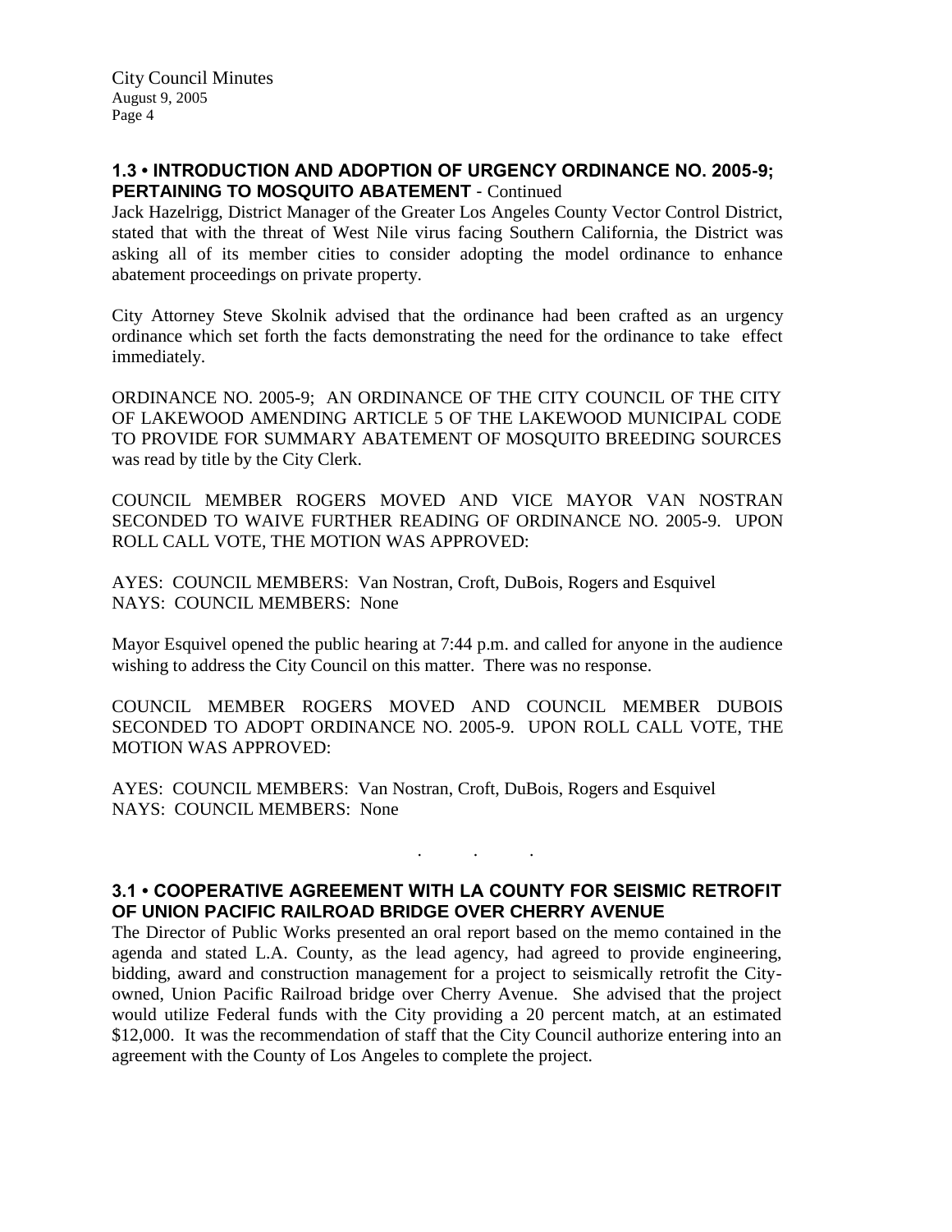### 1.3 • INTRODUCTION AND ADOPTION OF URGENCY ORDINANCE NO. 2005-9; PERTAINING TO MOSQUITO ABATEMENT - Continued

Jack Hazelrigg, District Manager of the Greater Los Angeles County Vector Control District, stated that with the threat of West Nile virus facing Southern California, the District was asking all of its member cities to consider adopting the model ordinance to enhance abatement proceedings on private property.

City Attorney Steve Skolnik advised that the ordinance had been crafted as an urgency ordinance which set forth the facts demonstrating the need for the ordinance to take effect immediately.

ORDINANCE NO. 2005-9; AN ORDINANCE OF THE CITY COUNCIL OF THE CITY OF LAKEWOOD AMENDING ARTICLE 5 OF THE LAKEWOOD MUNICIPAL CODE TO PROVIDE FOR SUMMARY ABATEMENT OF MOSQUITO BREEDING SOURCES was read by title by the City Clerk.

COUNCIL MEMBER ROGERS MOVED AND VICE MAYOR VAN NOSTRAN SECONDED TO WAIVE FURTHER READING OF ORDINANCE NO. 2005-9. UPON ROLL CALL VOTE, THE MOTION WAS APPROVED:

AYES: COUNCIL MEMBERS: Van Nostran, Croft, DuBois, Rogers and Esquivel
NAYS: COUNCIL MEMBERS: None

Mayor Esquivel opened the public hearing at 7:44 p.m. and called for anyone in the audience wishing to address the City Council on this matter. There was no response.

COUNCIL MEMBER ROGERS MOVED AND COUNCIL MEMBER DUBOIS SECONDED TO ADOPT ORDINANCE NO. 2005-9. UPON ROLL CALL VOTE, THE MOTION WAS APPROVED:

AYES: COUNCIL MEMBERS: Van Nostran, Croft, DuBois, Rogers and Esquivel
NAYS: COUNCIL MEMBERS: None

. . .

### 3.1 • COOPERATIVE AGREEMENT WITH LA COUNTY FOR SEISMIC RETROFIT OF UNION PACIFIC RAILROAD BRIDGE OVER CHERRY AVENUE

The Director of Public Works presented an oral report based on the memo contained in the agenda and stated L.A. County, as the lead agency, had agreed to provide engineering, bidding, award and construction management for a project to seismically retrofit the City-owned, Union Pacific Railroad bridge over Cherry Avenue. She advised that the project would utilize Federal funds with the City providing a 20 percent match, at an estimated $12,000. It was the recommendation of staff that the City Council authorize entering into an agreement with the County of Los Angeles to complete the project.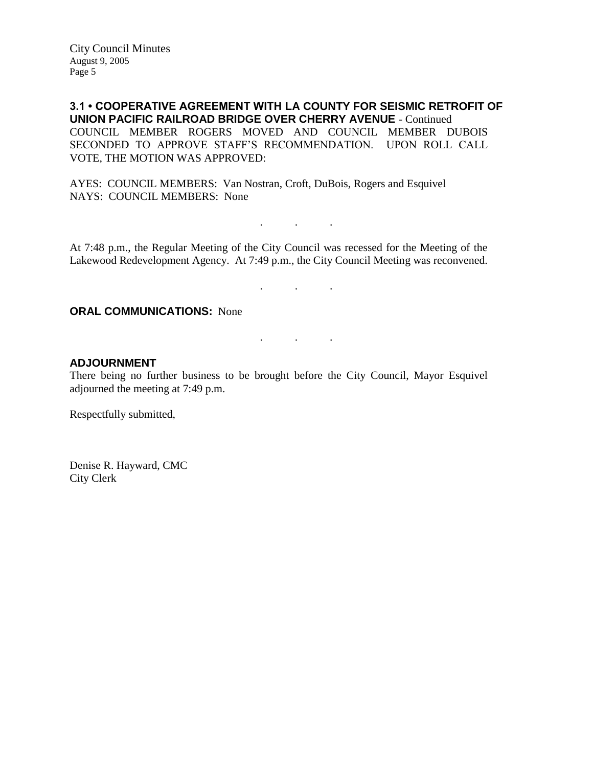**3.1 • COOPERATIVE AGREEMENT WITH LA COUNTY FOR SEISMIC RETROFIT OF UNION PACIFIC RAILROAD BRIDGE OVER CHERRY AVENUE** - Continued

COUNCIL MEMBER ROGERS MOVED AND COUNCIL MEMBER DUBOIS SECONDED TO APPROVE STAFF'S RECOMMENDATION. UPON ROLL CALL VOTE, THE MOTION WAS APPROVED:

AYES: COUNCIL MEMBERS: Van Nostran, Croft, DuBois, Rogers and Esquivel
NAYS: COUNCIL MEMBERS: None

. . .

At 7:48 p.m., the Regular Meeting of the City Council was recessed for the Meeting of the Lakewood Redevelopment Agency. At 7:49 p.m., the City Council Meeting was reconvened.

. . .

**ORAL COMMUNICATIONS:** None

. . .

**ADJOURNMENT**

There being no further business to be brought before the City Council, Mayor Esquivel adjourned the meeting at 7:49 p.m.

Respectfully submitted,

Denise R. Hayward, CMC
City Clerk